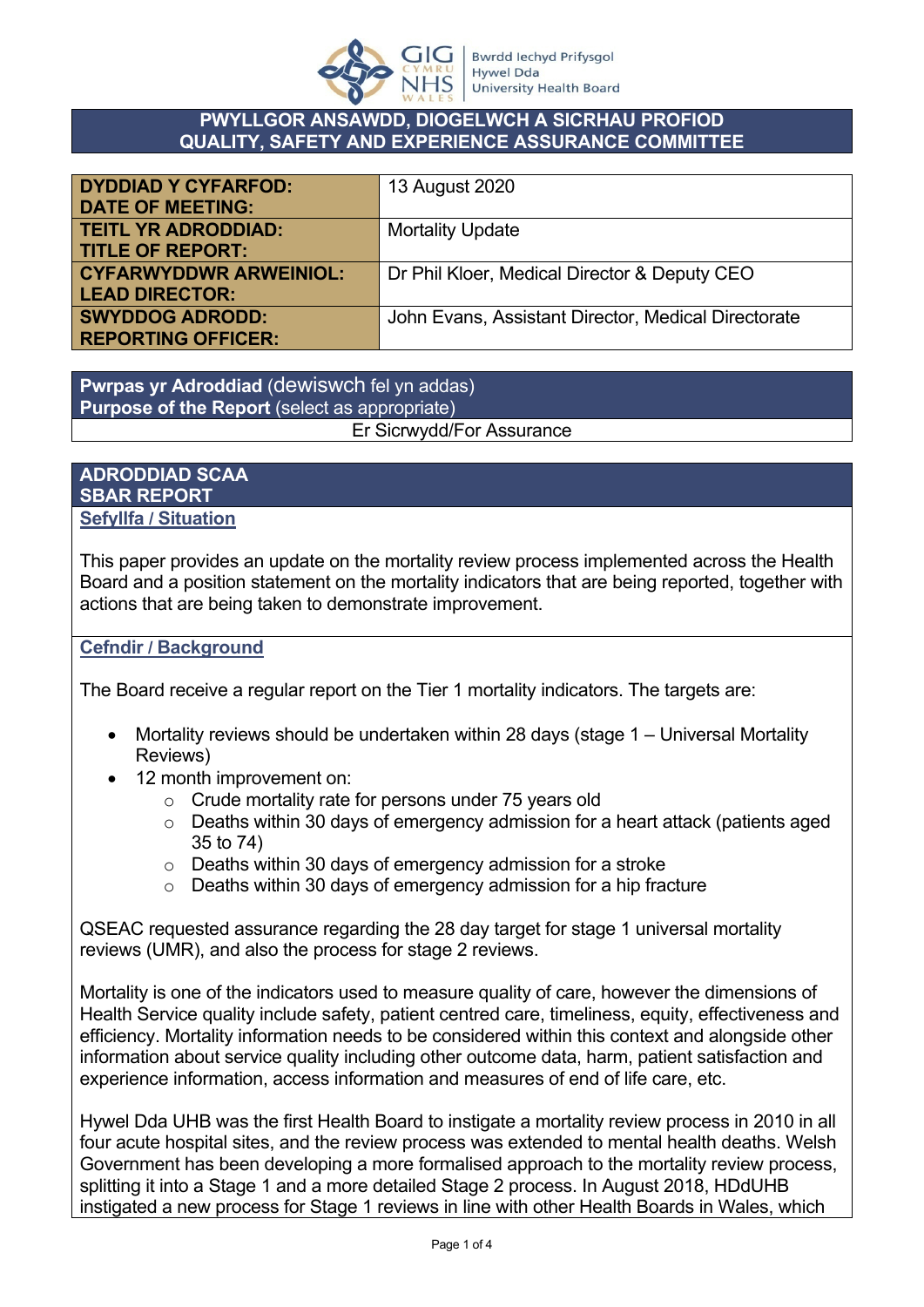**PWYLLGOR ANSAWDD, DIOGELWCH A SICRHAU PROFIOD**
**QUALITY, SAFETY AND EXPERIENCE ASSURANCE COMMITTEE**

| | |
|---|---|
| **DYDDIAD Y CYFARFOD: DATE OF MEETING:** | 13 August 2020 |
| **TEITL YR ADRODDIAD: TITLE OF REPORT:** | Mortality Update |
| **CYFARWYDDWR ARWEINIOL: LEAD DIRECTOR:** | Dr Phil Kloer, Medical Director & Deputy CEO |
| **SWYDDOG ADRODD: REPORTING OFFICER:** | John Evans, Assistant Director, Medical Directorate |

| **Pwrpas yr Adroddiad** (dewiswch fel yn addas) **Purpose of the Report** (select as appropriate) |
|---|
| Er Sicrwydd/For Assurance |

## ADRODDIAD SCAA
## SBAR REPORT

### Sefyllfa / Situation

This paper provides an update on the mortality review process implemented across the Health Board and a position statement on the mortality indicators that are being reported, together with actions that are being taken to demonstrate improvement.

### Cefndir / Background

The Board receive a regular report on the Tier 1 mortality indicators. The targets are:

- Mortality reviews should be undertaken within 28 days (stage 1 – Universal Mortality Reviews)
- 12 month improvement on:
  - Crude mortality rate for persons under 75 years old
  - Deaths within 30 days of emergency admission for a heart attack (patients aged 35 to 74)
  - Deaths within 30 days of emergency admission for a stroke
  - Deaths within 30 days of emergency admission for a hip fracture

QSEAC requested assurance regarding the 28 day target for stage 1 universal mortality reviews (UMR), and also the process for stage 2 reviews.

Mortality is one of the indicators used to measure quality of care, however the dimensions of Health Service quality include safety, patient centred care, timeliness, equity, effectiveness and efficiency. Mortality information needs to be considered within this context and alongside other information about service quality including other outcome data, harm, patient satisfaction and experience information, access information and measures of end of life care, etc.

Hywel Dda UHB was the first Health Board to instigate a mortality review process in 2010 in all four acute hospital sites, and the review process was extended to mental health deaths. Welsh Government has been developing a more formalised approach to the mortality review process, splitting it into a Stage 1 and a more detailed Stage 2 process. In August 2018, HDdUHB instigated a new process for Stage 1 reviews in line with other Health Boards in Wales, which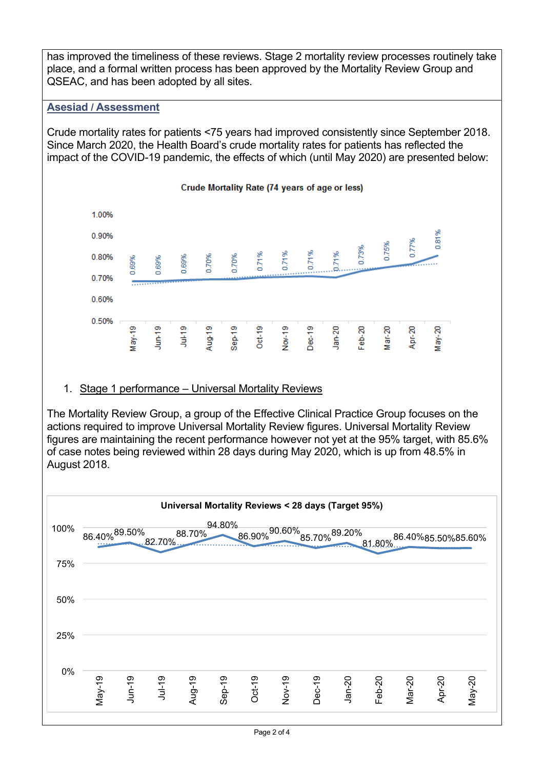has improved the timeliness of these reviews. Stage 2 mortality review processes routinely take place, and a formal written process has been approved by the Mortality Review Group and QSEAC, and has been adopted by all sites.

## Asesiad / Assessment

Crude mortality rates for patients <75 years had improved consistently since September 2018. Since March 2020, the Health Board's crude mortality rates for patients has reflected the impact of the COVID-19 pandemic, the effects of which (until May 2020) are presented below:

**Crude Mortality Rate (74 years of age or less)**

| Month | Rate |
|---|---|
| May-19 | 0.69% |
| Jun-19 | 0.69% |
| Jul-19 | 0.69% |
| Aug-19 | 0.70% |
| Sep-19 | 0.70% |
| Oct-19 | 0.71% |
| Nov-19 | 0.71% |
| Dec-19 | 0.71% |
| Jan-20 | 0.71% |
| Feb-20 | 0.73% |
| Mar-20 | 0.75% |
| Apr-20 | 0.77% |
| May-20 | 0.81% |

1. Stage 1 performance – Universal Mortality Reviews

The Mortality Review Group, a group of the Effective Clinical Practice Group focuses on the actions required to improve Universal Mortality Review figures. Universal Mortality Review figures are maintaining the recent performance however not yet at the 95% target, with 85.6% of case notes being reviewed within 28 days during May 2020, which is up from 48.5% in August 2018.

**Universal Mortality Reviews < 28 days (Target 95%)**

| Month | Percentage |
|---|---|
| May-19 | 86.40% |
| Jun-19 | 89.50% |
| Jul-19 | 82.70% |
| Aug-19 | 88.70% |
| Sep-19 | 94.80% |
| Oct-19 | 86.90% |
| Nov-19 | 90.60% |
| Dec-19 | 85.70% |
| Jan-20 | 89.20% |
| Feb-20 | 81.80% |
| Mar-20 | 86.40% |
| Apr-20 | 85.50% |
| May-20 | 85.60% |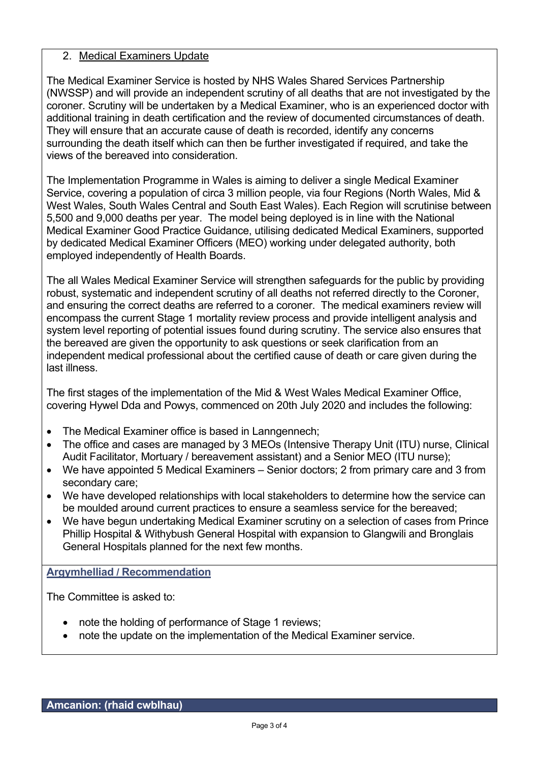## 2. Medical Examiners Update

The Medical Examiner Service is hosted by NHS Wales Shared Services Partnership (NWSSP) and will provide an independent scrutiny of all deaths that are not investigated by the coroner. Scrutiny will be undertaken by a Medical Examiner, who is an experienced doctor with additional training in death certification and the review of documented circumstances of death. They will ensure that an accurate cause of death is recorded, identify any concerns surrounding the death itself which can then be further investigated if required, and take the views of the bereaved into consideration.

The Implementation Programme in Wales is aiming to deliver a single Medical Examiner Service, covering a population of circa 3 million people, via four Regions (North Wales, Mid & West Wales, South Wales Central and South East Wales). Each Region will scrutinise between 5,500 and 9,000 deaths per year. The model being deployed is in line with the National Medical Examiner Good Practice Guidance, utilising dedicated Medical Examiners, supported by dedicated Medical Examiner Officers (MEO) working under delegated authority, both employed independently of Health Boards.

The all Wales Medical Examiner Service will strengthen safeguards for the public by providing robust, systematic and independent scrutiny of all deaths not referred directly to the Coroner, and ensuring the correct deaths are referred to a coroner. The medical examiners review will encompass the current Stage 1 mortality review process and provide intelligent analysis and system level reporting of potential issues found during scrutiny. The service also ensures that the bereaved are given the opportunity to ask questions or seek clarification from an independent medical professional about the certified cause of death or care given during the last illness.

The first stages of the implementation of the Mid & West Wales Medical Examiner Office, covering Hywel Dda and Powys, commenced on 20th July 2020 and includes the following:

- The Medical Examiner office is based in Lanngennech;
- The office and cases are managed by 3 MEOs (Intensive Therapy Unit (ITU) nurse, Clinical Audit Facilitator, Mortuary / bereavement assistant) and a Senior MEO (ITU nurse);
- We have appointed 5 Medical Examiners – Senior doctors; 2 from primary care and 3 from secondary care;
- We have developed relationships with local stakeholders to determine how the service can be moulded around current practices to ensure a seamless service for the bereaved;
- We have begun undertaking Medical Examiner scrutiny on a selection of cases from Prince Phillip Hospital & Withybush General Hospital with expansion to Glangwili and Bronglais General Hospitals planned for the next few months.

## Argymhelliad / Recommendation

The Committee is asked to:

- note the holding of performance of Stage 1 reviews;
- note the update on the implementation of the Medical Examiner service.

## Amcanion: (rhaid cwblhau)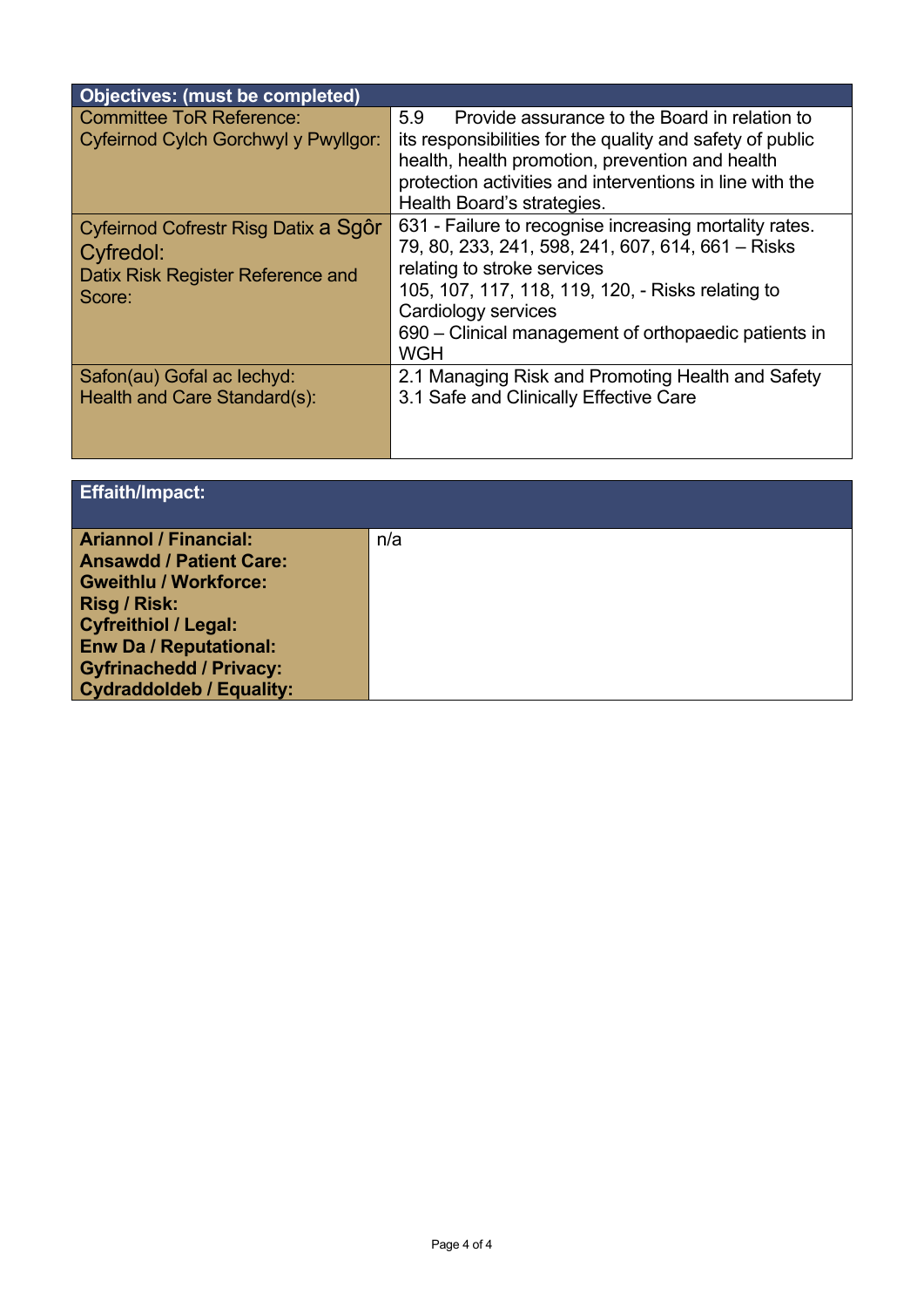| Objectives: (must be completed) | |
|---|---|
| Committee ToR Reference:<br>Cyfeirnod Cylch Gorchwyl y Pwyllgor: | 5.9 Provide assurance to the Board in relation to its responsibilities for the quality and safety of public health, health promotion, prevention and health protection activities and interventions in line with the Health Board's strategies. |
| Cyfeirnod Cofrestr Risg Datix a Sgôr Cyfredol:<br>Datix Risk Register Reference and Score: | 631 - Failure to recognise increasing mortality rates.<br>79, 80, 233, 241, 598, 241, 607, 614, 661 – Risks relating to stroke services<br>105, 107, 117, 118, 119, 120, - Risks relating to Cardiology services<br>690 – Clinical management of orthopaedic patients in WGH |
| Safon(au) Gofal ac Iechyd:<br>Health and Care Standard(s): | 2.1 Managing Risk and Promoting Health and Safety<br>3.1 Safe and Clinically Effective Care |

| Effaith/Impact: | |
|---|---|
| **Ariannol / Financial:**<br>**Ansawdd / Patient Care:**<br>**Gweithlu / Workforce:**<br>**Risg / Risk:**<br>**Cyfreithiol / Legal:**<br>**Enw Da / Reputational:**<br>**Gyfrinachedd / Privacy:**<br>**Cydraddoldeb / Equality:** | n/a |